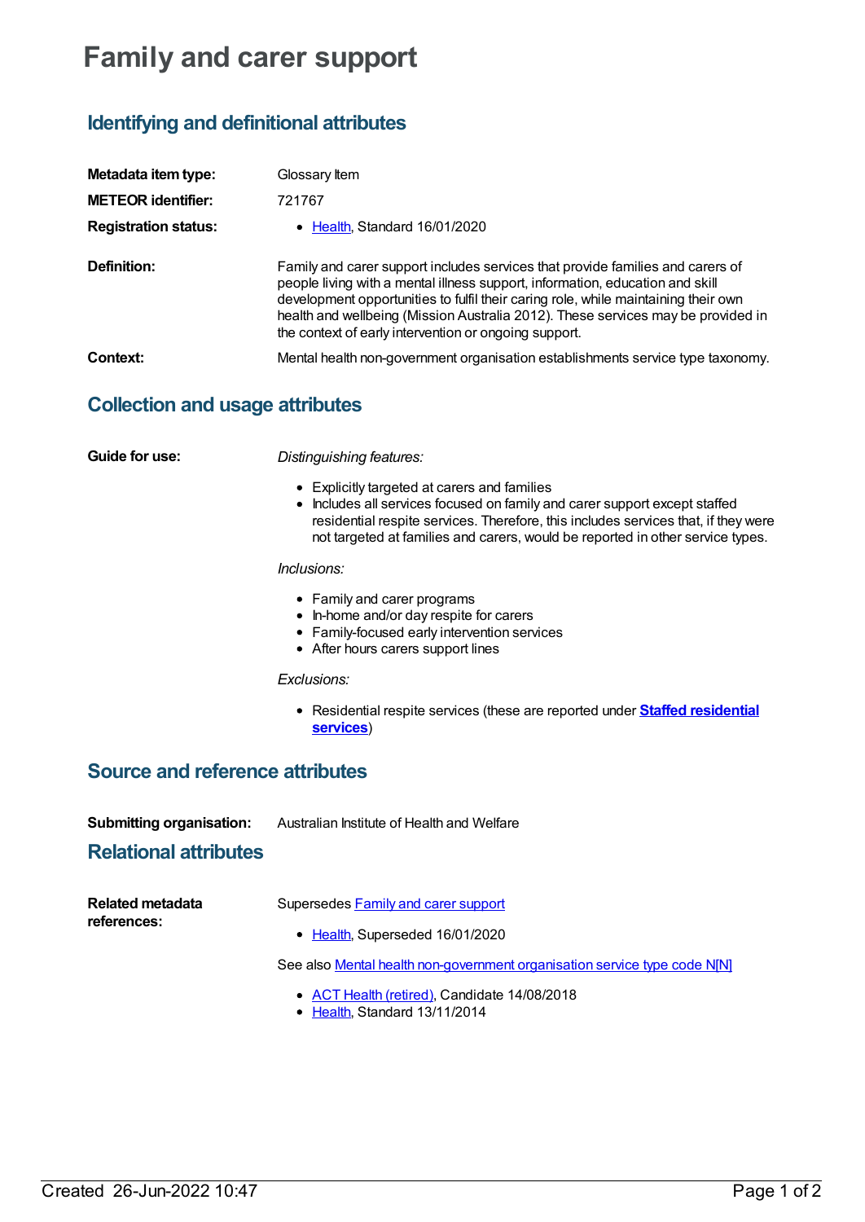# Family and carer support

## Identifying and definitional attributes

| | |
|---|---|
| **Metadata item type:** | Glossary Item |
| **METEOR identifier:** | 721767 |
| **Registration status:** | • Health, Standard 16/01/2020 |
| **Definition:** | Family and carer support includes services that provide families and carers of people living with a mental illness support, information, education and skill development opportunities to fulfil their caring role, while maintaining their own health and wellbeing (Mission Australia 2012). These services may be provided in the context of early intervention or ongoing support. |
| **Context:** | Mental health non-government organisation establishments service type taxonomy. |

## Collection and usage attributes

**Guide for use:**

*Distinguishing features:*

- Explicitly targeted at carers and families
- Includes all services focused on family and carer support except staffed residential respite services. Therefore, this includes services that, if they were not targeted at families and carers, would be reported in other service types.

*Inclusions:*

- Family and carer programs
- In-home and/or day respite for carers
- Family-focused early intervention services
- After hours carers support lines

*Exclusions:*

- Residential respite services (these are reported under **Staffed residential services**)

## Source and reference attributes

**Submitting organisation:** Australian Institute of Health and Welfare

## Relational attributes

**Related metadata references:**

Supersedes Family and carer support

- Health, Superseded 16/01/2020

See also Mental health non-government organisation service type code N[N]

- ACT Health (retired), Candidate 14/08/2018
- Health, Standard 13/11/2014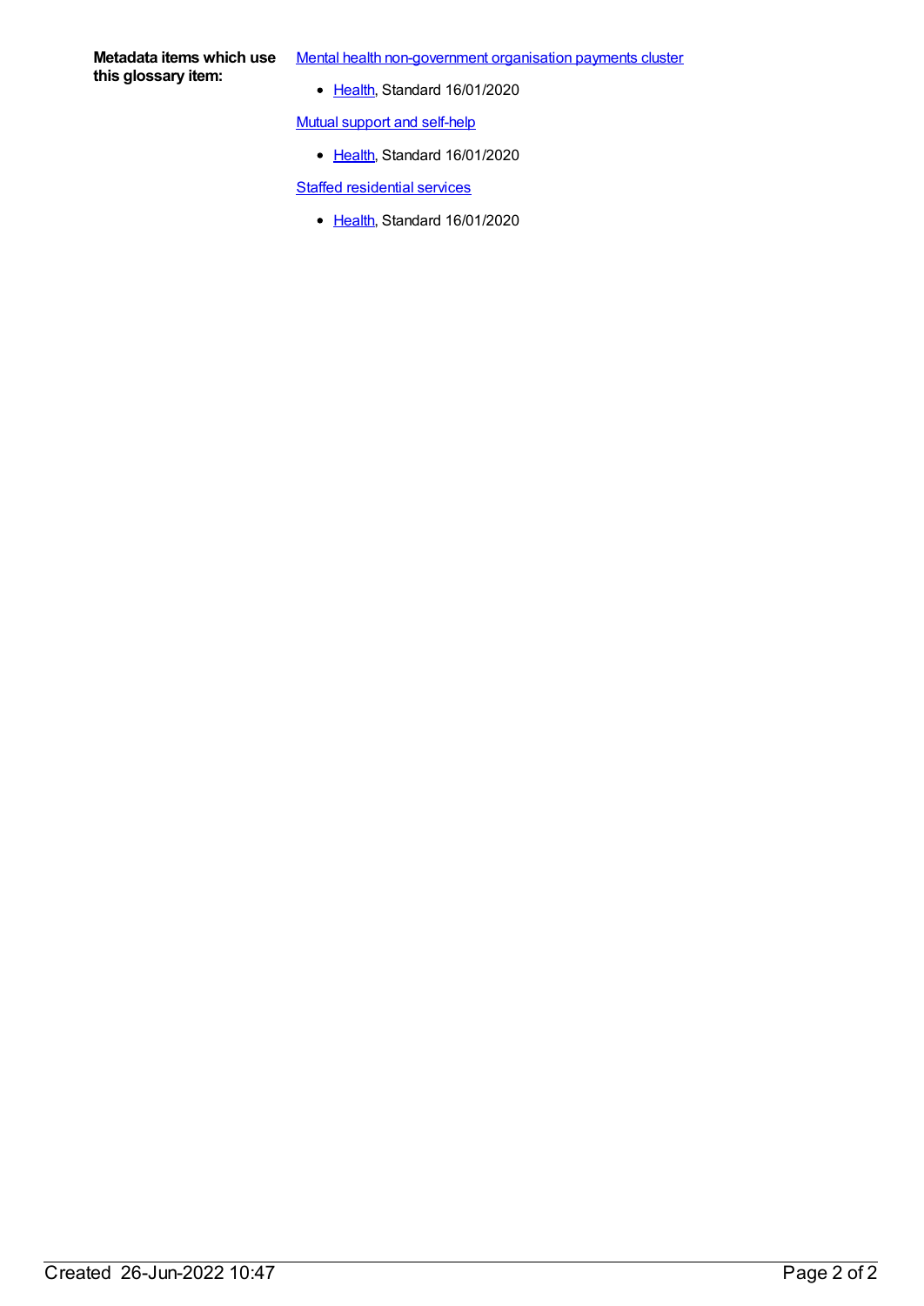**Metadata items which use this glossary item:**

Mental health non-government organisation payments cluster

- Health, Standard 16/01/2020

Mutual support and self-help

- Health, Standard 16/01/2020

Staffed residential services

- Health, Standard 16/01/2020